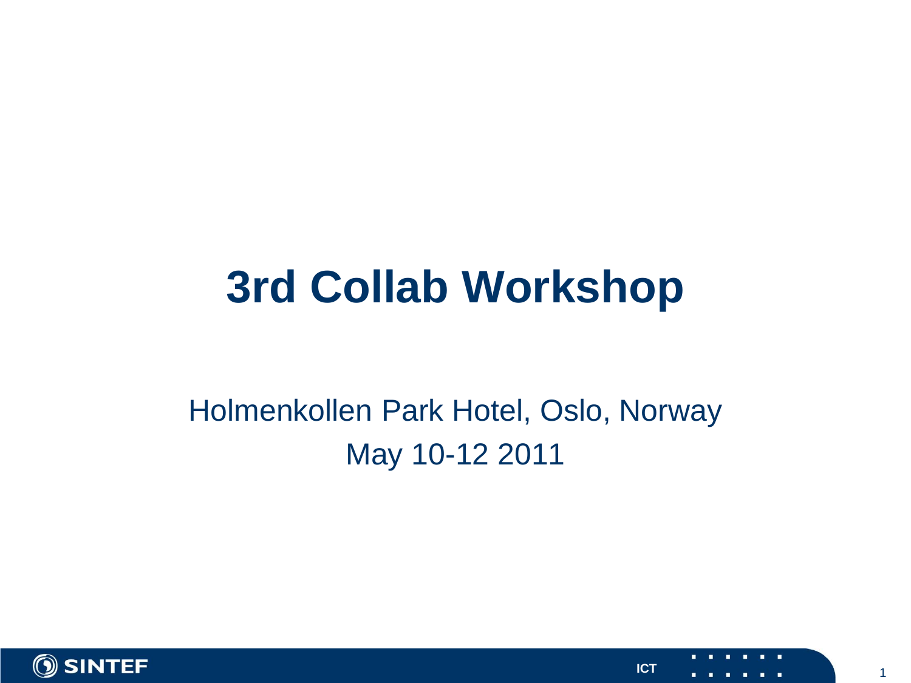# 3rd Collab Workshop

Holmenkollen Park Hotel, Oslo, Norway

May 10-12 2011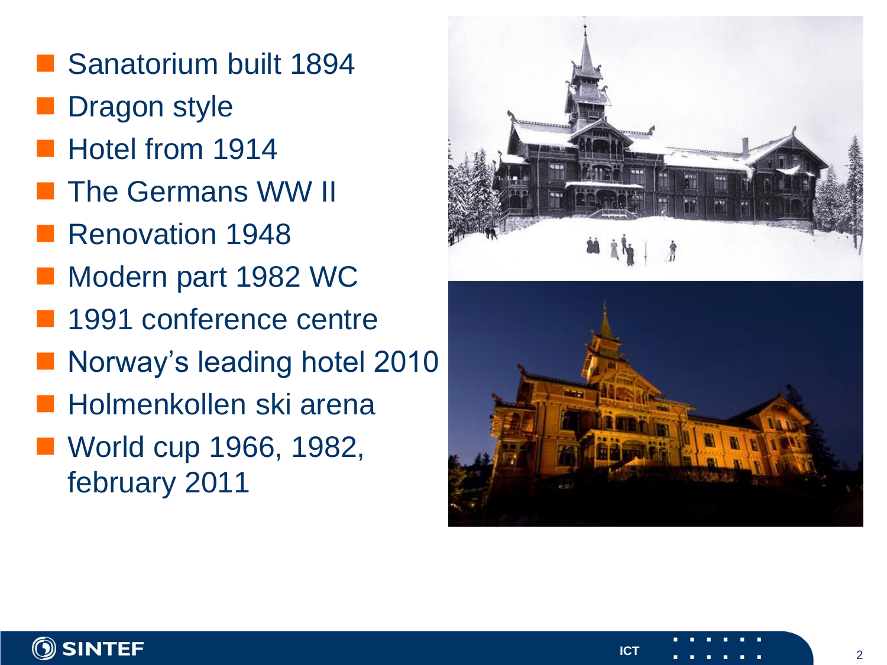- Sanatorium built 1894
- Dragon style
- Hotel from 1914
- The Germans WW II
- Renovation 1948
- Modern part 1982 WC
- 1991 conference centre
- Norway's leading hotel 2010
- Holmenkollen ski arena
- World cup 1966, 1982, february 2011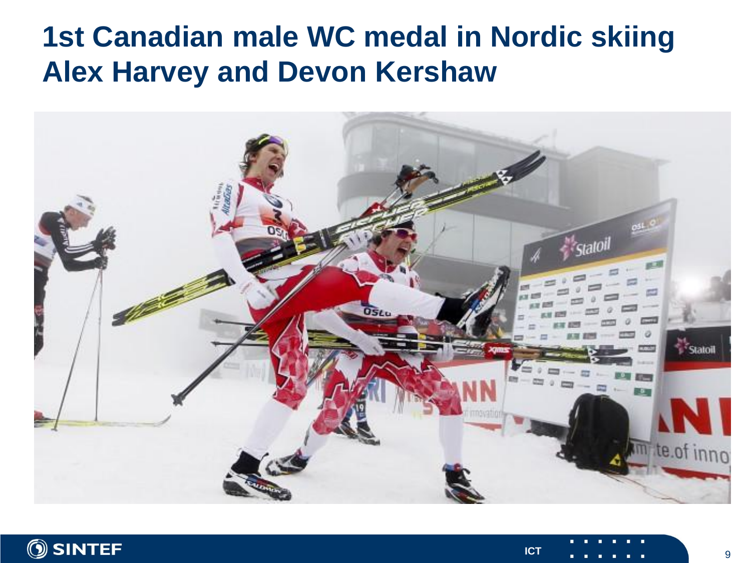# 1st Canadian male WC medal in Nordic skiing
# Alex Harvey and Devon Kershaw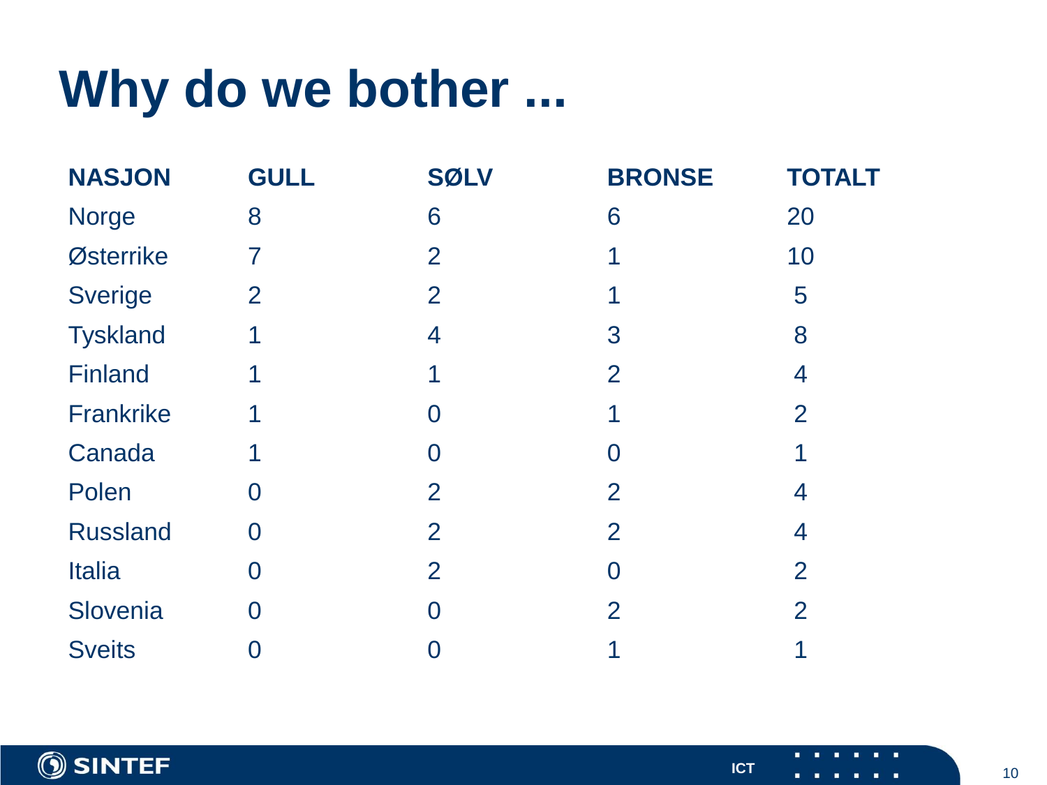# Why do we bother ...

| NASJON | GULL | SØLV | BRONSE | TOTALT |
|---|---|---|---|---|
| Norge | 8 | 6 | 6 | 20 |
| Østerrike | 7 | 2 | 1 | 10 |
| Sverige | 2 | 2 | 1 | 5 |
| Tyskland | 1 | 4 | 3 | 8 |
| Finland | 1 | 1 | 2 | 4 |
| Frankrike | 1 | 0 | 1 | 2 |
| Canada | 1 | 0 | 0 | 1 |
| Polen | 0 | 2 | 2 | 4 |
| Russland | 0 | 2 | 2 | 4 |
| Italia | 0 | 2 | 0 | 2 |
| Slovenia | 0 | 0 | 2 | 2 |
| Sveits | 0 | 0 | 1 | 1 |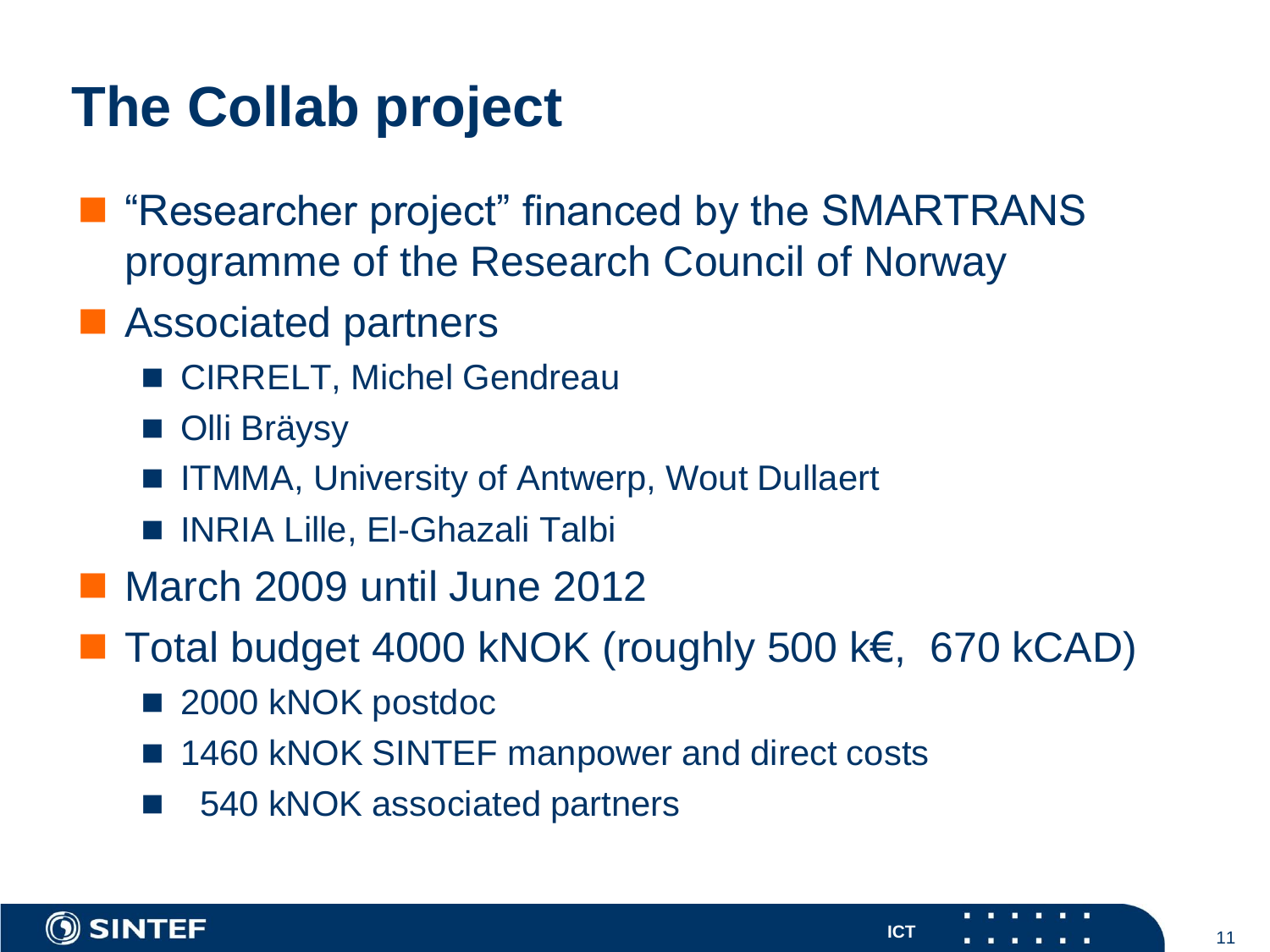# The Collab project

- "Researcher project" financed by the SMARTRANS programme of the Research Council of Norway
- Associated partners
  - CIRRELT, Michel Gendreau
  - Olli Bräysy
  - ITMMA, University of Antwerp, Wout Dullaert
  - INRIA Lille, El-Ghazali Talbi
- March 2009 until June 2012
- Total budget 4000 kNOK (roughly 500 k€, 670 kCAD)
  - 2000 kNOK postdoc
  - 1460 kNOK SINTEF manpower and direct costs
  - 540 kNOK associated partners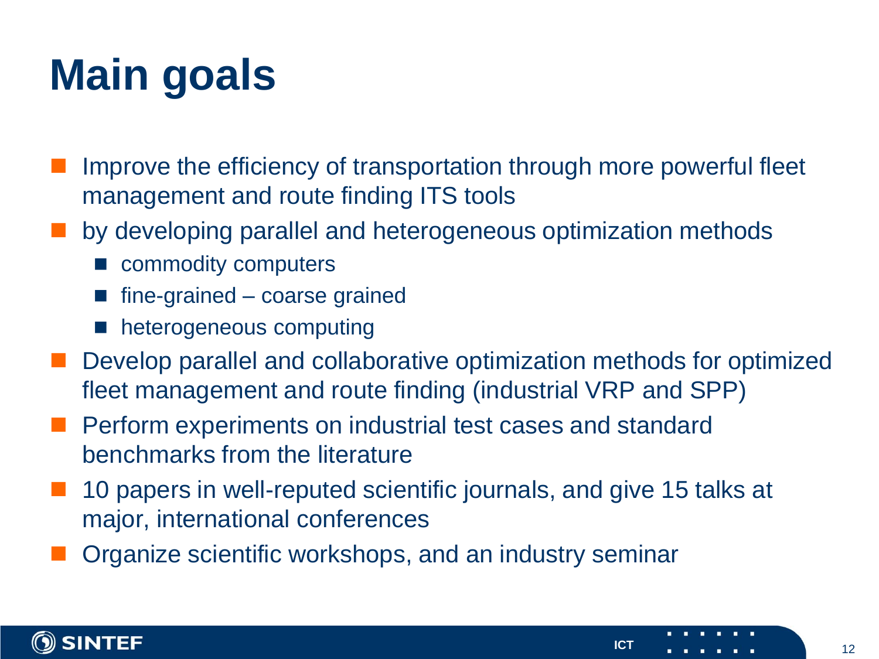# Main goals

- Improve the efficiency of transportation through more powerful fleet management and route finding ITS tools
- by developing parallel and heterogeneous optimization methods
  - commodity computers
  - fine-grained – coarse grained
  - heterogeneous computing
- Develop parallel and collaborative optimization methods for optimized fleet management and route finding (industrial VRP and SPP)
- Perform experiments on industrial test cases and standard benchmarks from the literature
- 10 papers in well-reputed scientific journals, and give 15 talks at major, international conferences
- Organize scientific workshops, and an industry seminar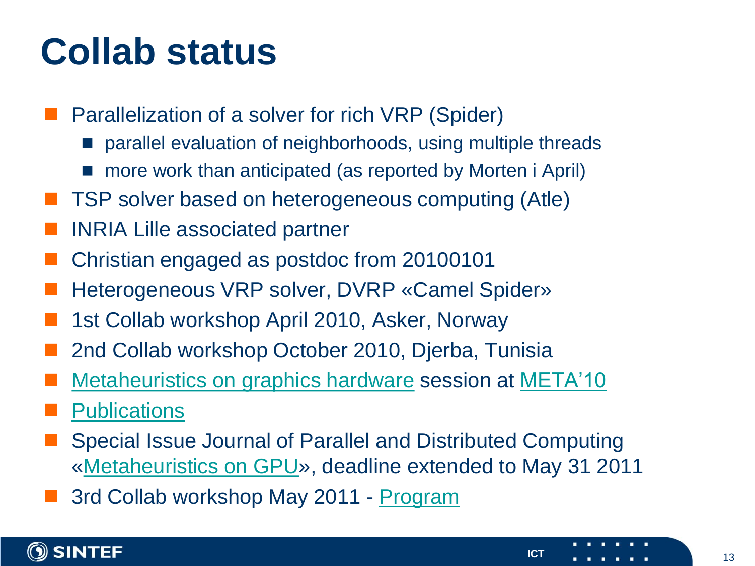# Collab status

- Parallelization of a solver for rich VRP (Spider)
  - parallel evaluation of neighborhoods, using multiple threads
  - more work than anticipated (as reported by Morten i April)
- TSP solver based on heterogeneous computing (Atle)
- INRIA Lille associated partner
- Christian engaged as postdoc from 20100101
- Heterogeneous VRP solver, DVRP «Camel Spider»
- 1st Collab workshop April 2010, Asker, Norway
- 2nd Collab workshop October 2010, Djerba, Tunisia
- Metaheuristics on graphics hardware session at META'10
- Publications
- Special Issue Journal of Parallel and Distributed Computing «Metaheuristics on GPU», deadline extended to May 31 2011
- 3rd Collab workshop May 2011 - Program